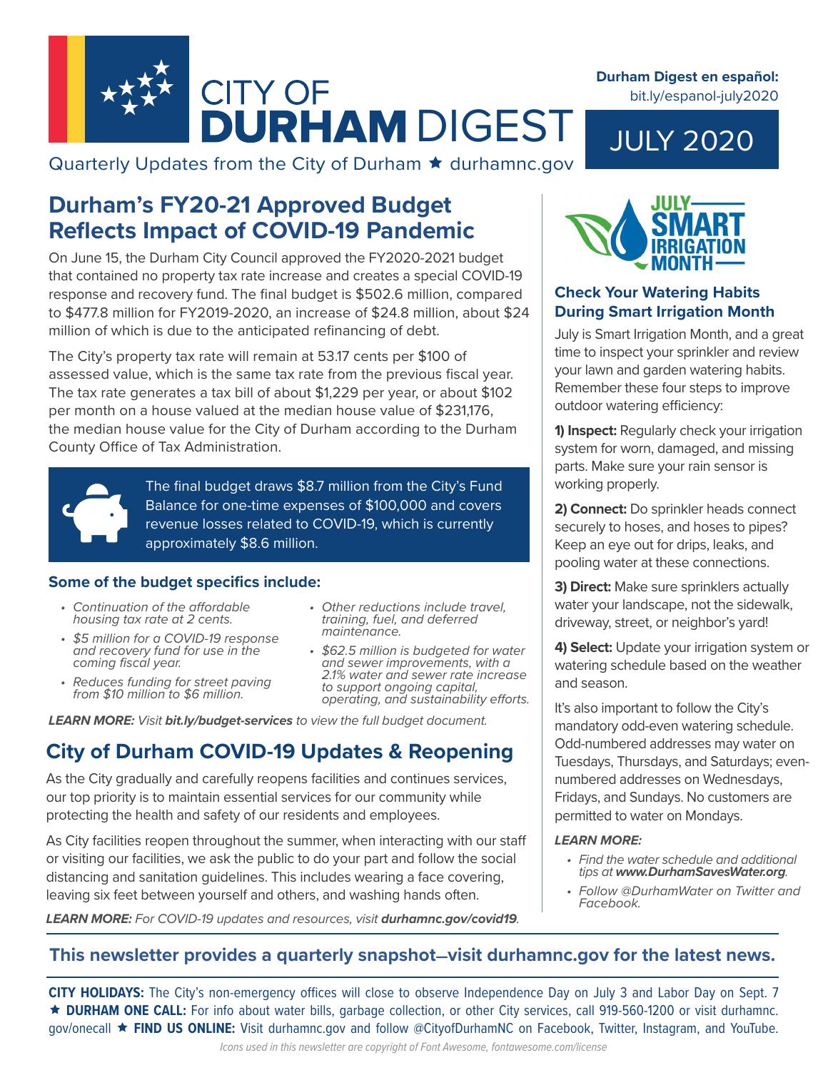# CITY OF DURHAM DIGEST

Quarterly Updates from the City of Durham ★ durhamnc.gov

**Durham Digest en español:** bit.ly/espanol-july2020

JULY 2020

## Durham's FY20-21 Approved Budget Reflects Impact of COVID-19 Pandemic

On June 15, the Durham City Council approved the FY2020-2021 budget that contained no property tax rate increase and creates a special COVID-19 response and recovery fund. The final budget is $502.6 million, compared to $477.8 million for FY2019-2020, an increase of $24.8 million, about $24 million of which is due to the anticipated refinancing of debt.

The City's property tax rate will remain at 53.17 cents per $100 of assessed value, which is the same tax rate from the previous fiscal year. The tax rate generates a tax bill of about $1,229 per year, or about $102 per month on a house valued at the median house value of $231,176, the median house value for the City of Durham according to the Durham County Office of Tax Administration.

The final budget draws $8.7 million from the City's Fund Balance for one-time expenses of $100,000 and covers revenue losses related to COVID-19, which is currently approximately $8.6 million.

### Some of the budget specifics include:

- *Continuation of the affordable housing tax rate at 2 cents.*
- *$5 million for a COVID-19 response and recovery fund for use in the coming fiscal year.*
- *Reduces funding for street paving from $10 million to $6 million.*
- *Other reductions include travel, training, fuel, and deferred maintenance.*
- *$62.5 million is budgeted for water and sewer improvements, with a 2.1% water and sewer rate increase to support ongoing capital, operating, and sustainability efforts.*

***LEARN MORE:*** *Visit* ***bit.ly/budget-services*** *to view the full budget document.*

## City of Durham COVID-19 Updates & Reopening

As the City gradually and carefully reopens facilities and continues services, our top priority is to maintain essential services for our community while protecting the health and safety of our residents and employees.

As City facilities reopen throughout the summer, when interacting with our staff or visiting our facilities, we ask the public to do your part and follow the social distancing and sanitation guidelines. This includes wearing a face covering, leaving six feet between yourself and others, and washing hands often.

***LEARN MORE:*** *For COVID-19 updates and resources, visit* ***durhamnc.gov/covid19***.

JULY SMART IRRIGATION MONTH

### Check Your Watering Habits During Smart Irrigation Month

July is Smart Irrigation Month, and a great time to inspect your sprinkler and review your lawn and garden watering habits. Remember these four steps to improve outdoor watering efficiency:

**1) Inspect:** Regularly check your irrigation system for worn, damaged, and missing parts. Make sure your rain sensor is working properly.

**2) Connect:** Do sprinkler heads connect securely to hoses, and hoses to pipes? Keep an eye out for drips, leaks, and pooling water at these connections.

**3) Direct:** Make sure sprinklers actually water your landscape, not the sidewalk, driveway, street, or neighbor's yard!

**4) Select:** Update your irrigation system or watering schedule based on the weather and season.

It's also important to follow the City's mandatory odd-even watering schedule. Odd-numbered addresses may water on Tuesdays, Thursdays, and Saturdays; even-numbered addresses on Wednesdays, Fridays, and Sundays. No customers are permitted to water on Mondays.

***LEARN MORE:***

- *Find the water schedule and additional tips at* ***www.DurhamSavesWater.org***.
- *Follow @DurhamWater on Twitter and Facebook.*

### This newsletter provides a quarterly snapshot—visit durhamnc.gov for the latest news.

**CITY HOLIDAYS:** The City's non-emergency offices will close to observe Independence Day on July 3 and Labor Day on Sept. 7 ★ **DURHAM ONE CALL:** For info about water bills, garbage collection, or other City services, call 919-560-1200 or visit durhamnc.gov/onecall ★ **FIND US ONLINE:** Visit durhamnc.gov and follow @CityofDurhamNC on Facebook, Twitter, Instagram, and YouTube.

*Icons used in this newsletter are copyright of Font Awesome, fontawesome.com/license*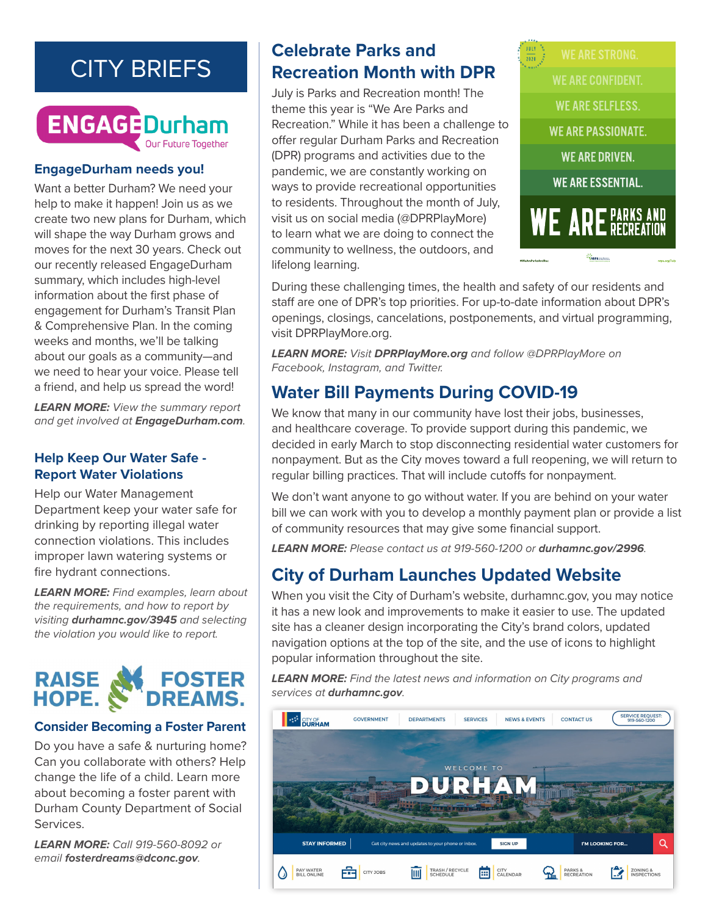# CITY BRIEFS

ENGAGEDurham
Our Future Together

### EngageDurham needs you!

Want a better Durham? We need your help to make it happen! Join us as we create two new plans for Durham, which will shape the way Durham grows and moves for the next 30 years. Check out our recently released EngageDurham summary, which includes high-level information about the first phase of engagement for Durham's Transit Plan & Comprehensive Plan. In the coming weeks and months, we'll be talking about our goals as a community—and we need to hear your voice. Please tell a friend, and help us spread the word!

***LEARN MORE:*** *View the summary report and get involved at* ***EngageDurham.com****.*

### Help Keep Our Water Safe - Report Water Violations

Help our Water Management Department keep your water safe for drinking by reporting illegal water connection violations. This includes improper lawn watering systems or fire hydrant connections.

***LEARN MORE:*** *Find examples, learn about the requirements, and how to report by visiting* ***durhamnc.gov/3945*** *and selecting the violation you would like to report.*

RAISE HOPE. FOSTER DREAMS.

### Consider Becoming a Foster Parent

Do you have a safe & nurturing home? Can you collaborate with others? Help change the life of a child. Learn more about becoming a foster parent with Durham County Department of Social Services.

***LEARN MORE:*** *Call 919-560-8092 or email* ***fosterdreams@dconc.gov****.*

## Celebrate Parks and Recreation Month with DPR

July is Parks and Recreation month! The theme this year is "We Are Parks and Recreation." While it has been a challenge to offer regular Durham Parks and Recreation (DPR) programs and activities due to the pandemic, we are constantly working on ways to provide recreational opportunities to residents. Throughout the month of July, visit us on social media (@DPRPlayMore) to learn what we are doing to connect the community to wellness, the outdoors, and lifelong learning.

JULY 2020
WE ARE STRONG.
WE ARE CONFIDENT.
WE ARE SELFLESS.
WE ARE PASSIONATE.
WE ARE DRIVEN.
WE ARE ESSENTIAL.
WE ARE PARKS AND RECREATION

During these challenging times, the health and safety of our residents and staff are one of DPR's top priorities. For up-to-date information about DPR's openings, closings, cancelations, postponements, and virtual programming, visit DPRPlayMore.org.

***LEARN MORE:*** *Visit* ***DPRPlayMore.org*** *and follow @DPRPlayMore on Facebook, Instagram, and Twitter.*

## Water Bill Payments During COVID-19

We know that many in our community have lost their jobs, businesses, and healthcare coverage. To provide support during this pandemic, we decided in early March to stop disconnecting residential water customers for nonpayment. But as the City moves toward a full reopening, we will return to regular billing practices. That will include cutoffs for nonpayment.

We don't want anyone to go without water. If you are behind on your water bill we can work with you to develop a monthly payment plan or provide a list of community resources that may give some financial support.

***LEARN MORE:*** *Please contact us at 919-560-1200 or* ***durhamnc.gov/2996****.*

## City of Durham Launches Updated Website

When you visit the City of Durham's website, durhamnc.gov, you may notice it has a new look and improvements to make it easier to use. The updated site has a cleaner design incorporating the City's brand colors, updated navigation options at the top of the site, and the use of icons to highlight popular information throughout the site.

***LEARN MORE:*** *Find the latest news and information on City programs and services at* ***durhamnc.gov****.*